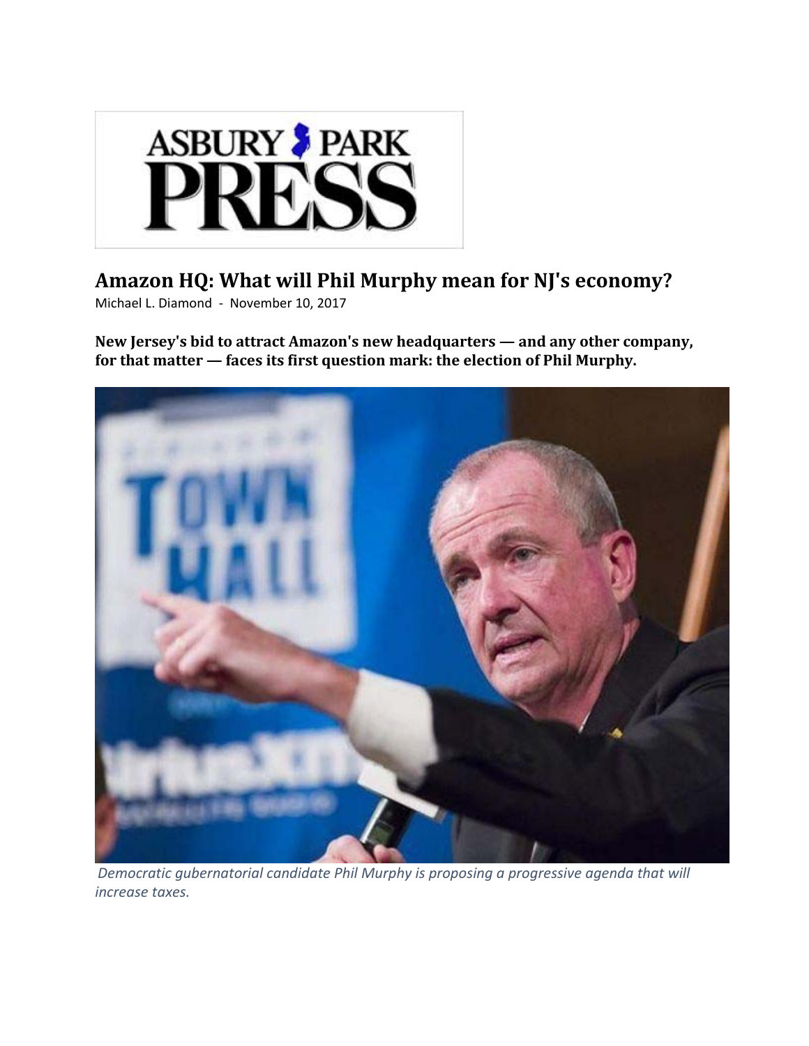# Amazon HQ: What will Phil Murphy mean for NJ's economy?

Michael L. Diamond - November 10, 2017

**New Jersey's bid to attract Amazon's new headquarters — and any other company, for that matter — faces its first question mark: the election of Phil Murphy.**

*Democratic gubernatorial candidate Phil Murphy is proposing a progressive agenda that will increase taxes.*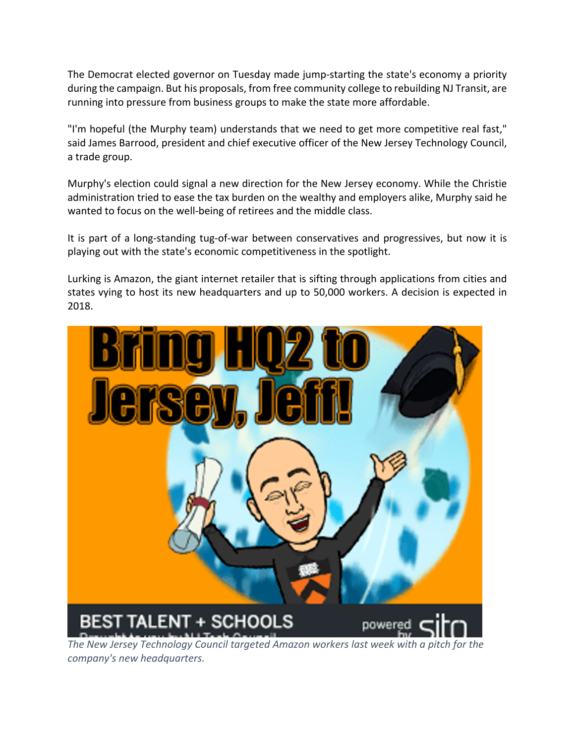The Democrat elected governor on Tuesday made jump-starting the state's economy a priority during the campaign. But his proposals, from free community college to rebuilding NJ Transit, are running into pressure from business groups to make the state more affordable.

"I'm hopeful (the Murphy team) understands that we need to get more competitive real fast," said James Barrood, president and chief executive officer of the New Jersey Technology Council, a trade group.

Murphy's election could signal a new direction for the New Jersey economy. While the Christie administration tried to ease the tax burden on the wealthy and employers alike, Murphy said he wanted to focus on the well-being of retirees and the middle class.

It is part of a long-standing tug-of-war between conservatives and progressives, but now it is playing out with the state's economic competitiveness in the spotlight.

Lurking is Amazon, the giant internet retailer that is sifting through applications from cities and states vying to host its new headquarters and up to 50,000 workers. A decision is expected in 2018.

*The New Jersey Technology Council targeted Amazon workers last week with a pitch for the company's new headquarters.*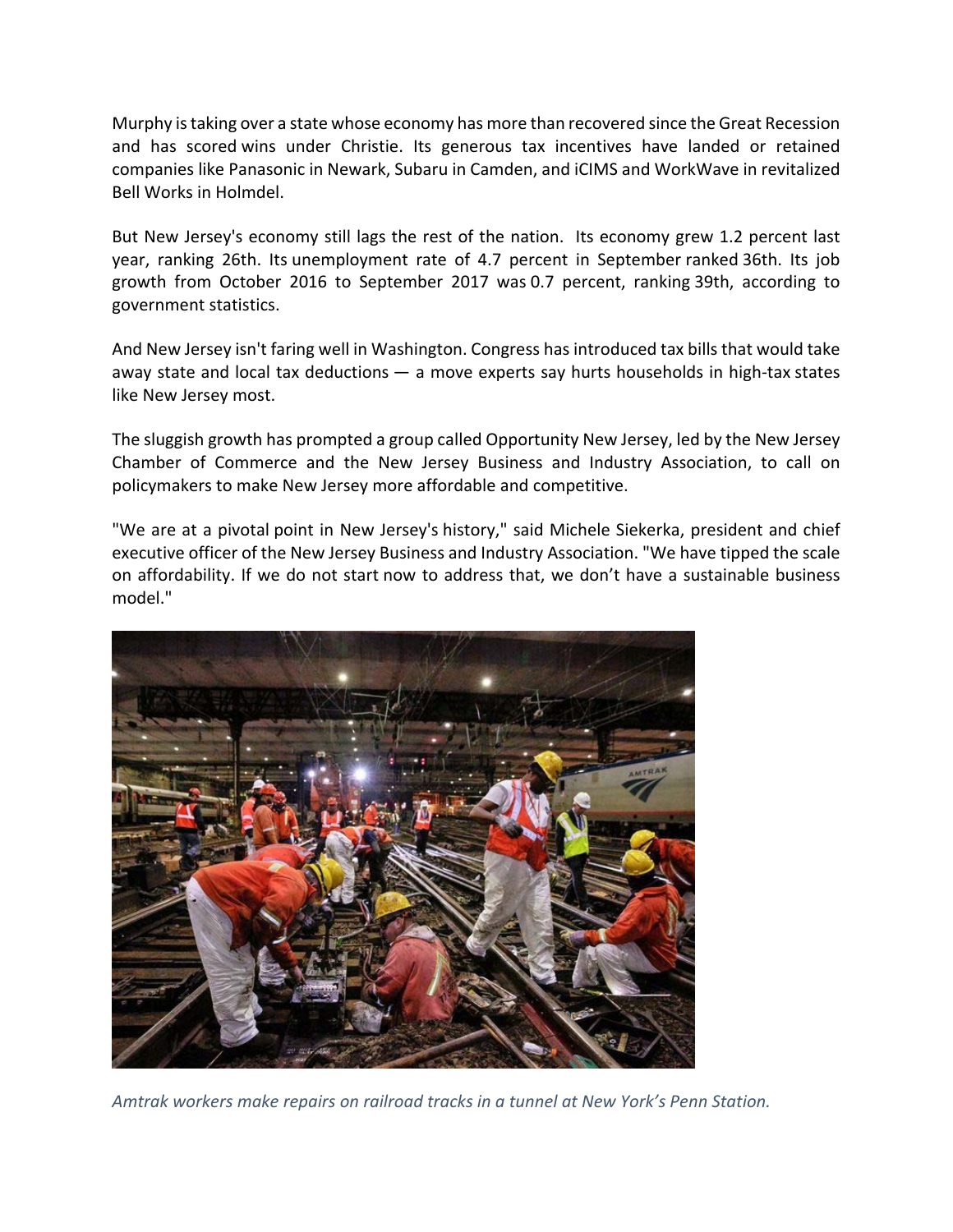Murphy is taking over a state whose economy has more than recovered since the Great Recession and has scored wins under Christie. Its generous tax incentives have landed or retained companies like Panasonic in Newark, Subaru in Camden, and iCIMS and WorkWave in revitalized Bell Works in Holmdel.

But New Jersey's economy still lags the rest of the nation. Its economy grew 1.2 percent last year, ranking 26th. Its unemployment rate of 4.7 percent in September ranked 36th. Its job growth from October 2016 to September 2017 was 0.7 percent, ranking 39th, according to government statistics.

And New Jersey isn't faring well in Washington. Congress has introduced tax bills that would take away state and local tax deductions — a move experts say hurts households in high-tax states like New Jersey most.

The sluggish growth has prompted a group called Opportunity New Jersey, led by the New Jersey Chamber of Commerce and the New Jersey Business and Industry Association, to call on policymakers to make New Jersey more affordable and competitive.

"We are at a pivotal point in New Jersey's history," said Michele Siekerka, president and chief executive officer of the New Jersey Business and Industry Association. "We have tipped the scale on affordability. If we do not start now to address that, we don't have a sustainable business model."

*Amtrak workers make repairs on railroad tracks in a tunnel at New York's Penn Station.*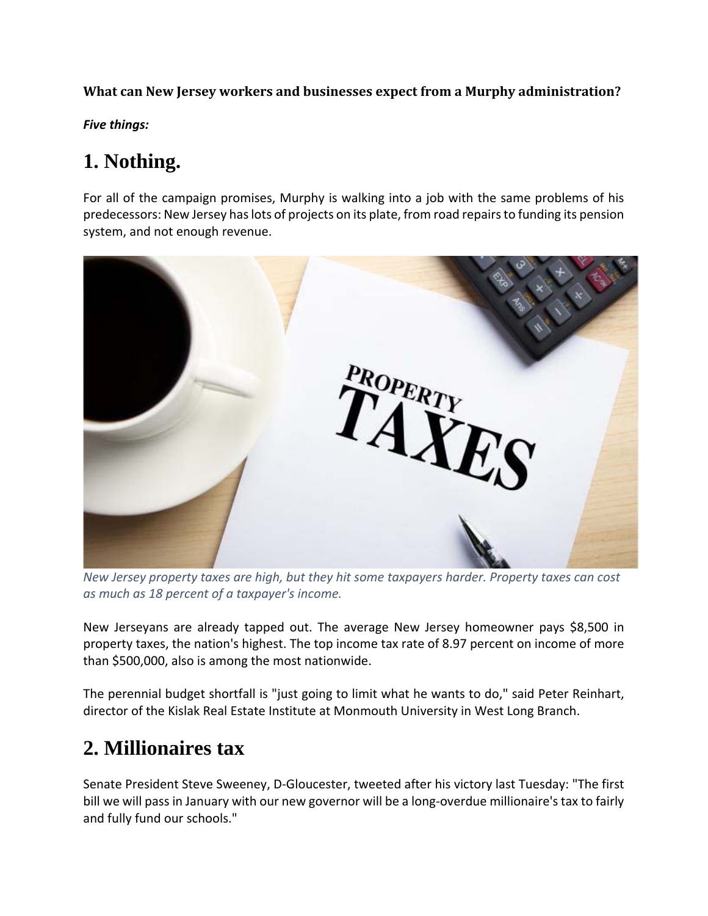**What can New Jersey workers and businesses expect from a Murphy administration?**

***Five things:***

# 1. Nothing.

For all of the campaign promises, Murphy is walking into a job with the same problems of his predecessors: New Jersey has lots of projects on its plate, from road repairs to funding its pension system, and not enough revenue.

*New Jersey property taxes are high, but they hit some taxpayers harder. Property taxes can cost as much as 18 percent of a taxpayer's income.*

New Jerseyans are already tapped out. The average New Jersey homeowner pays $8,500 in property taxes, the nation's highest. The top income tax rate of 8.97 percent on income of more than $500,000, also is among the most nationwide.

The perennial budget shortfall is "just going to limit what he wants to do," said Peter Reinhart, director of the Kislak Real Estate Institute at Monmouth University in West Long Branch.

# 2. Millionaires tax

Senate President Steve Sweeney, D-Gloucester, tweeted after his victory last Tuesday: "The first bill we will pass in January with our new governor will be a long-overdue millionaire's tax to fairly and fully fund our schools."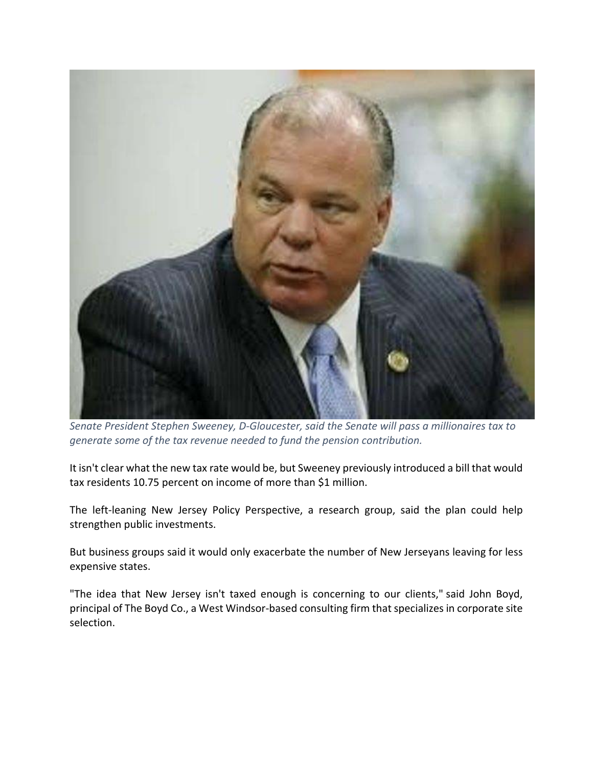*Senate President Stephen Sweeney, D-Gloucester, said the Senate will pass a millionaires tax to generate some of the tax revenue needed to fund the pension contribution.*

It isn't clear what the new tax rate would be, but Sweeney previously introduced a bill that would tax residents 10.75 percent on income of more than $1 million.

The left-leaning New Jersey Policy Perspective, a research group, said the plan could help strengthen public investments.

But business groups said it would only exacerbate the number of New Jerseyans leaving for less expensive states.

"The idea that New Jersey isn't taxed enough is concerning to our clients," said John Boyd, principal of The Boyd Co., a West Windsor-based consulting firm that specializes in corporate site selection.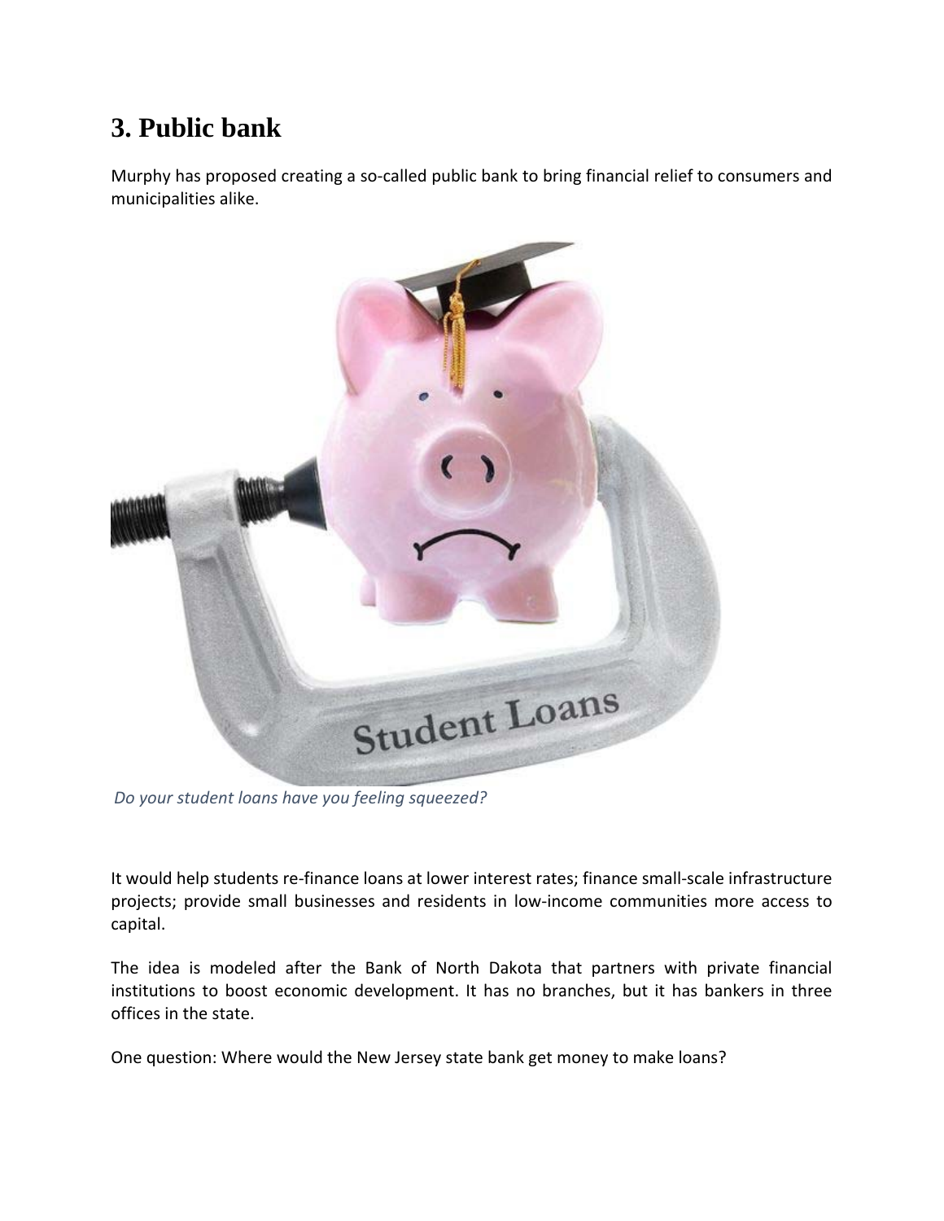## 3. Public bank

Murphy has proposed creating a so-called public bank to bring financial relief to consumers and municipalities alike.

*Do your student loans have you feeling squeezed?*

It would help students re-finance loans at lower interest rates; finance small-scale infrastructure projects; provide small businesses and residents in low-income communities more access to capital.

The idea is modeled after the Bank of North Dakota that partners with private financial institutions to boost economic development. It has no branches, but it has bankers in three offices in the state.

One question: Where would the New Jersey state bank get money to make loans?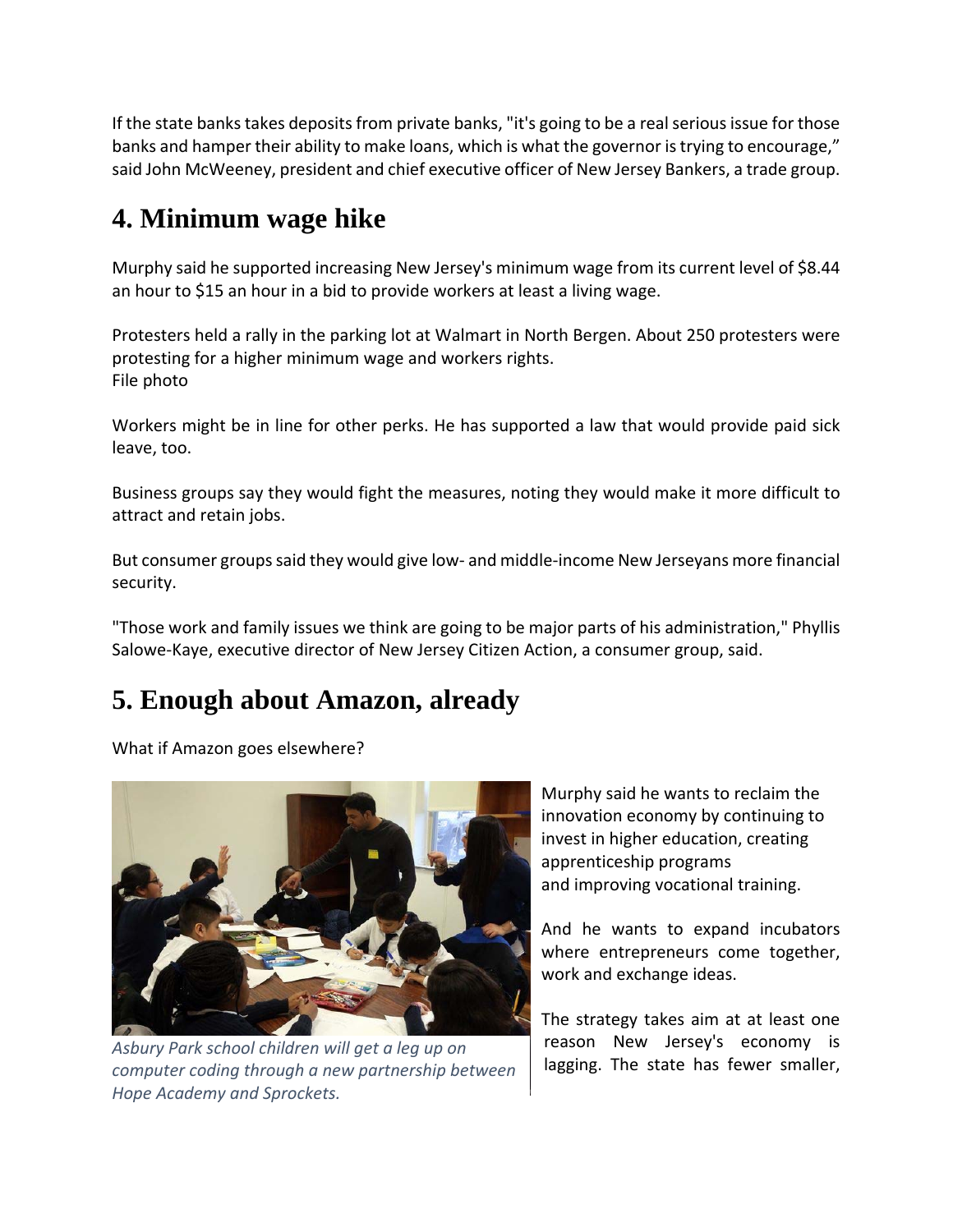If the state banks takes deposits from private banks, "it's going to be a real serious issue for those banks and hamper their ability to make loans, which is what the governor is trying to encourage," said John McWeeney, president and chief executive officer of New Jersey Bankers, a trade group.

## 4. Minimum wage hike

Murphy said he supported increasing New Jersey's minimum wage from its current level of $8.44 an hour to $15 an hour in a bid to provide workers at least a living wage.

Protesters held a rally in the parking lot at Walmart in North Bergen. About 250 protesters were protesting for a higher minimum wage and workers rights.
File photo

Workers might be in line for other perks. He has supported a law that would provide paid sick leave, too.

Business groups say they would fight the measures, noting they would make it more difficult to attract and retain jobs.

But consumer groups said they would give low- and middle-income New Jerseyans more financial security.

"Those work and family issues we think are going to be major parts of his administration," Phyllis Salowe-Kaye, executive director of New Jersey Citizen Action, a consumer group, said.

## 5. Enough about Amazon, already

What if Amazon goes elsewhere?

*Asbury Park school children will get a leg up on computer coding through a new partnership between Hope Academy and Sprockets.*

Murphy said he wants to reclaim the innovation economy by continuing to invest in higher education, creating apprenticeship programs and improving vocational training.

And he wants to expand incubators where entrepreneurs come together, work and exchange ideas.

The strategy takes aim at at least one reason New Jersey's economy is lagging. The state has fewer smaller,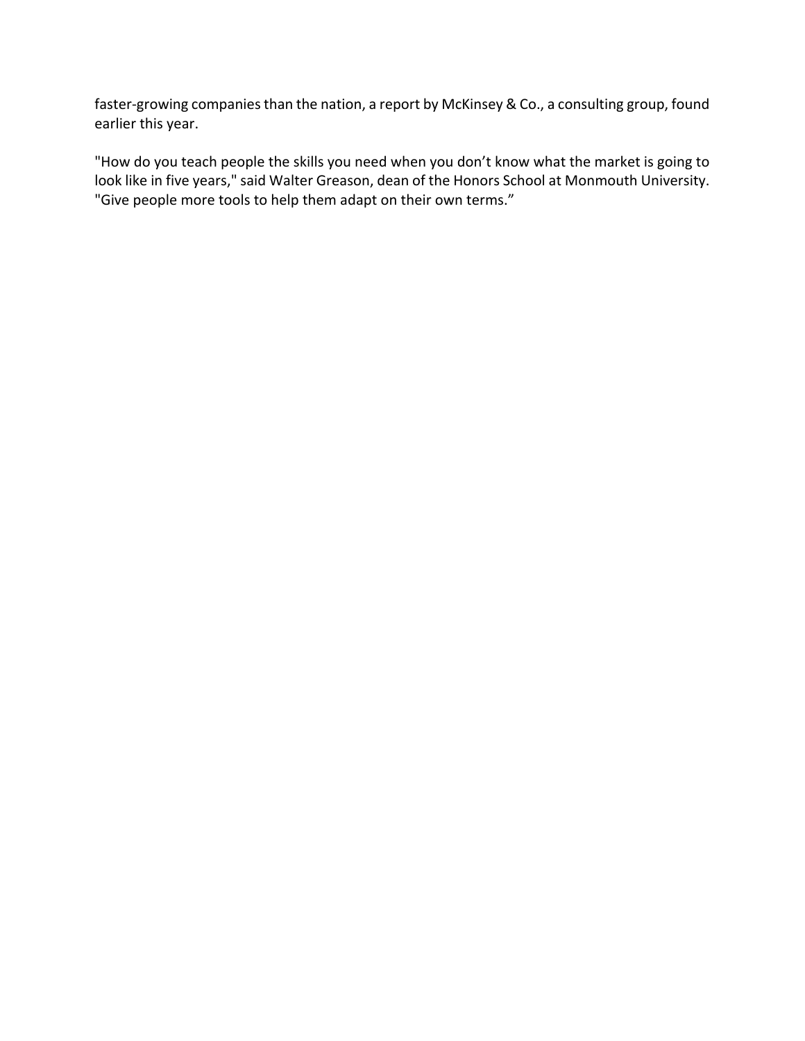faster-growing companies than the nation, a report by McKinsey & Co., a consulting group, found earlier this year.

"How do you teach people the skills you need when you don't know what the market is going to look like in five years," said Walter Greason, dean of the Honors School at Monmouth University. "Give people more tools to help them adapt on their own terms."